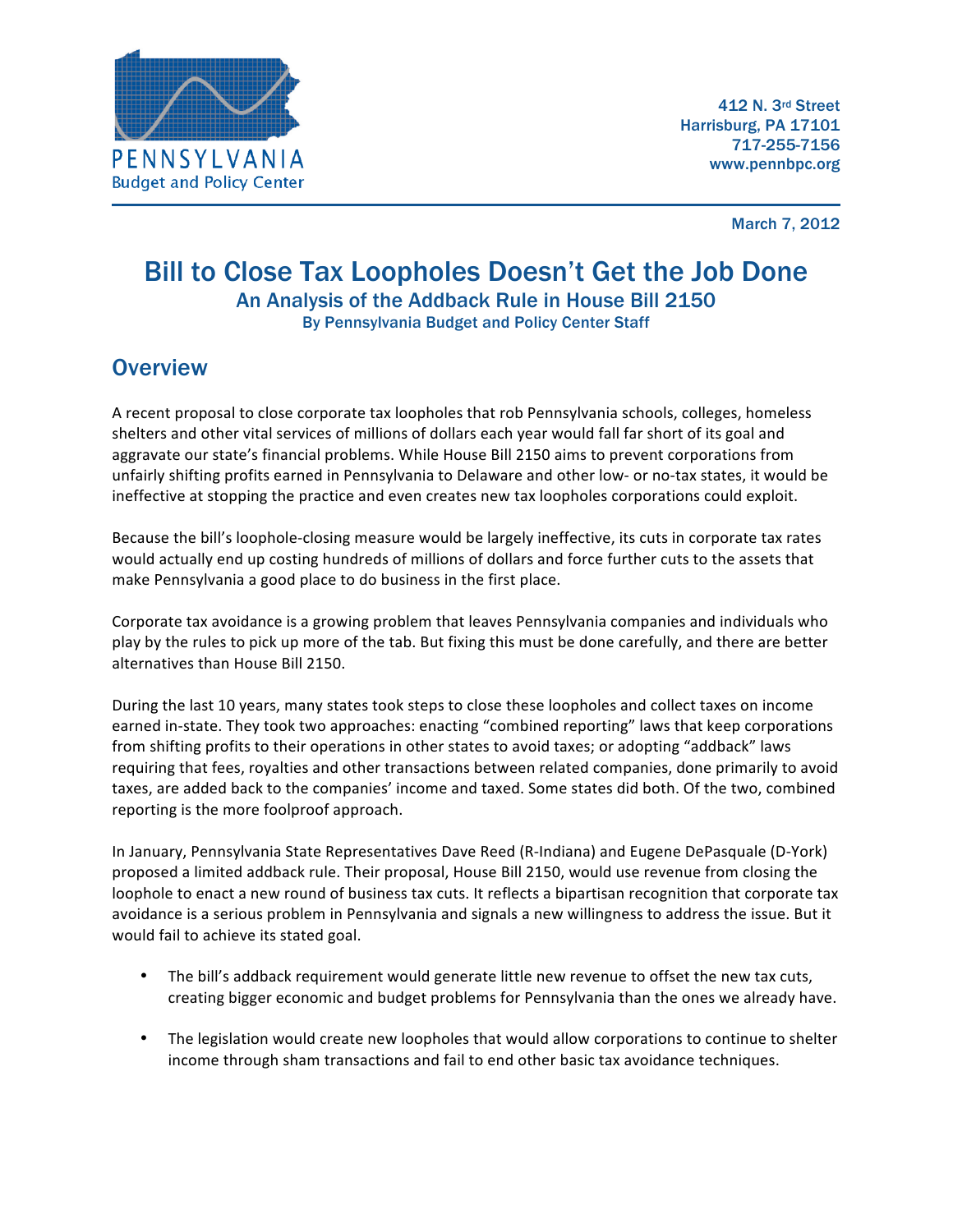PENNSYLVANIA
Budget and Policy Center

412 N. 3rd Street
Harrisburg, PA 17101
717-255-7156
www.pennbpc.org

March 7, 2012

# Bill to Close Tax Loopholes Doesn't Get the Job Done

### An Analysis of the Addback Rule in House Bill 2150

By Pennsylvania Budget and Policy Center Staff

## Overview

A recent proposal to close corporate tax loopholes that rob Pennsylvania schools, colleges, homeless shelters and other vital services of millions of dollars each year would fall far short of its goal and aggravate our state's financial problems. While House Bill 2150 aims to prevent corporations from unfairly shifting profits earned in Pennsylvania to Delaware and other low- or no-tax states, it would be ineffective at stopping the practice and even creates new tax loopholes corporations could exploit.

Because the bill's loophole-closing measure would be largely ineffective, its cuts in corporate tax rates would actually end up costing hundreds of millions of dollars and force further cuts to the assets that make Pennsylvania a good place to do business in the first place.

Corporate tax avoidance is a growing problem that leaves Pennsylvania companies and individuals who play by the rules to pick up more of the tab. But fixing this must be done carefully, and there are better alternatives than House Bill 2150.

During the last 10 years, many states took steps to close these loopholes and collect taxes on income earned in-state. They took two approaches: enacting "combined reporting" laws that keep corporations from shifting profits to their operations in other states to avoid taxes; or adopting "addback" laws requiring that fees, royalties and other transactions between related companies, done primarily to avoid taxes, are added back to the companies' income and taxed. Some states did both. Of the two, combined reporting is the more foolproof approach.

In January, Pennsylvania State Representatives Dave Reed (R-Indiana) and Eugene DePasquale (D-York) proposed a limited addback rule. Their proposal, House Bill 2150, would use revenue from closing the loophole to enact a new round of business tax cuts. It reflects a bipartisan recognition that corporate tax avoidance is a serious problem in Pennsylvania and signals a new willingness to address the issue. But it would fail to achieve its stated goal.

- The bill's addback requirement would generate little new revenue to offset the new tax cuts, creating bigger economic and budget problems for Pennsylvania than the ones we already have.

- The legislation would create new loopholes that would allow corporations to continue to shelter income through sham transactions and fail to end other basic tax avoidance techniques.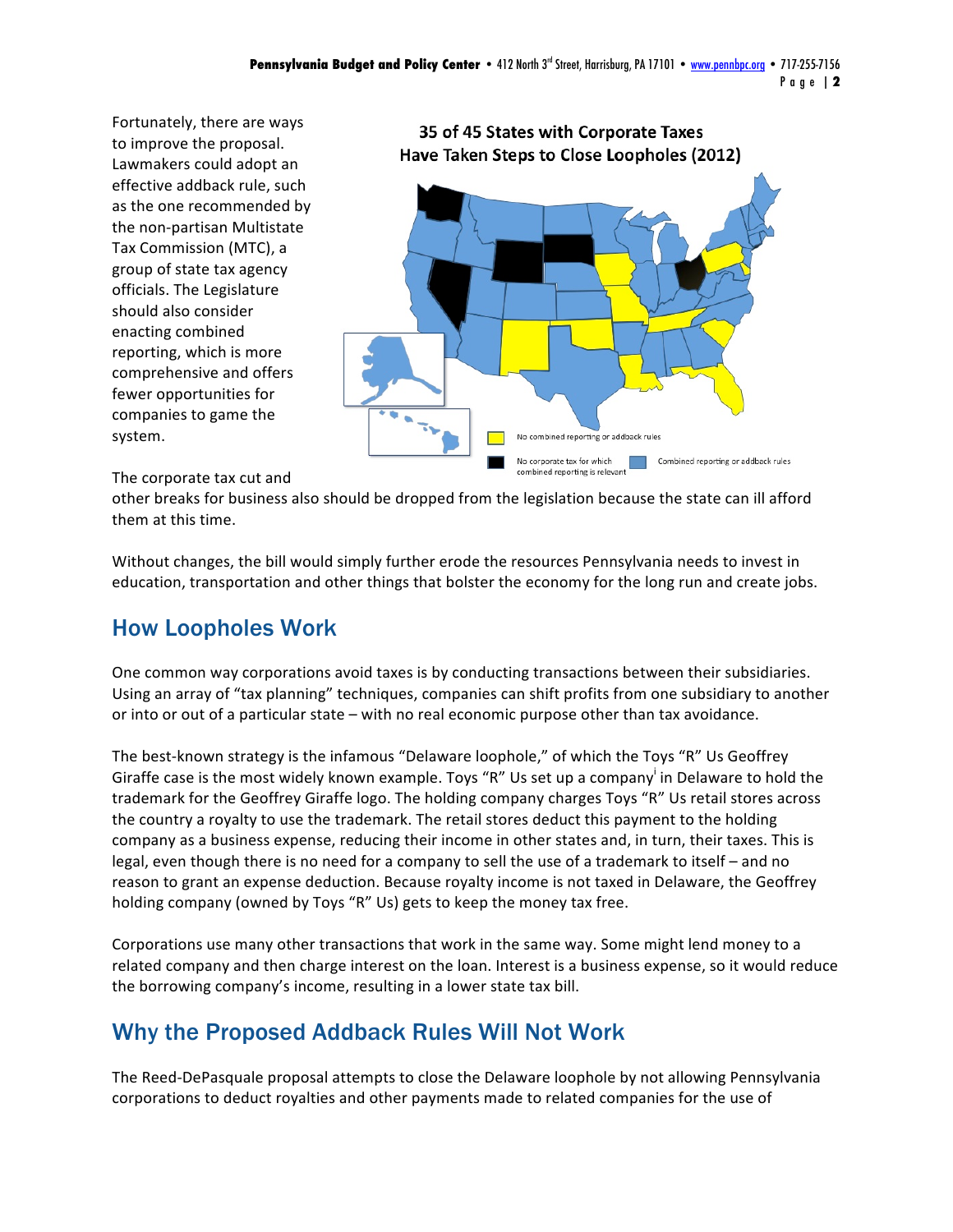Fortunately, there are ways to improve the proposal. Lawmakers could adopt an effective addback rule, such as the one recommended by the non-partisan Multistate Tax Commission (MTC), a group of state tax agency officials. The Legislature should also consider enacting combined reporting, which is more comprehensive and offers fewer opportunities for companies to game the system.

**35 of 45 States with Corporate Taxes Have Taken Steps to Close Loopholes (2012)**

No combined reporting or addback rules

No corporate tax for which combined reporting is relevant

Combined reporting or addback rules

The corporate tax cut and other breaks for business also should be dropped from the legislation because the state can ill afford them at this time.

Without changes, the bill would simply further erode the resources Pennsylvania needs to invest in education, transportation and other things that bolster the economy for the long run and create jobs.

## How Loopholes Work

One common way corporations avoid taxes is by conducting transactions between their subsidiaries. Using an array of "tax planning" techniques, companies can shift profits from one subsidiary to another or into or out of a particular state – with no real economic purpose other than tax avoidance.

The best-known strategy is the infamous "Delaware loophole," of which the Toys "R" Us Geoffrey Giraffe case is the most widely known example. Toys "R" Us set up a company[i] in Delaware to hold the trademark for the Geoffrey Giraffe logo. The holding company charges Toys "R" Us retail stores across the country a royalty to use the trademark. The retail stores deduct this payment to the holding company as a business expense, reducing their income in other states and, in turn, their taxes. This is legal, even though there is no need for a company to sell the use of a trademark to itself – and no reason to grant an expense deduction. Because royalty income is not taxed in Delaware, the Geoffrey holding company (owned by Toys "R" Us) gets to keep the money tax free.

Corporations use many other transactions that work in the same way. Some might lend money to a related company and then charge interest on the loan. Interest is a business expense, so it would reduce the borrowing company's income, resulting in a lower state tax bill.

## Why the Proposed Addback Rules Will Not Work

The Reed-DePasquale proposal attempts to close the Delaware loophole by not allowing Pennsylvania corporations to deduct royalties and other payments made to related companies for the use of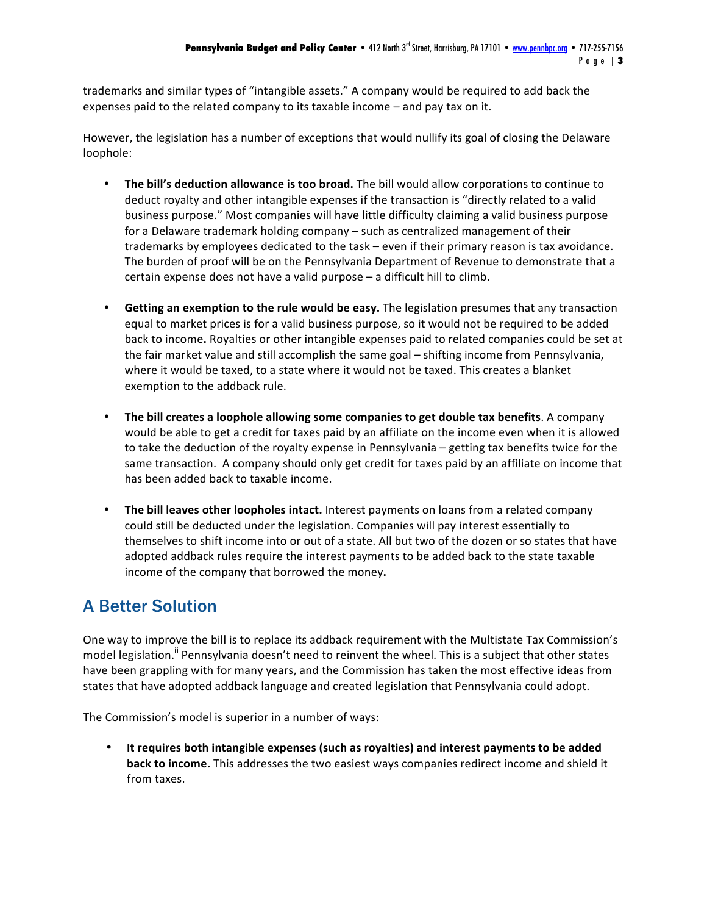trademarks and similar types of "intangible assets." A company would be required to add back the expenses paid to the related company to its taxable income – and pay tax on it.

However, the legislation has a number of exceptions that would nullify its goal of closing the Delaware loophole:

- **The bill's deduction allowance is too broad.** The bill would allow corporations to continue to deduct royalty and other intangible expenses if the transaction is "directly related to a valid business purpose." Most companies will have little difficulty claiming a valid business purpose for a Delaware trademark holding company – such as centralized management of their trademarks by employees dedicated to the task – even if their primary reason is tax avoidance. The burden of proof will be on the Pennsylvania Department of Revenue to demonstrate that a certain expense does not have a valid purpose – a difficult hill to climb.

- **Getting an exemption to the rule would be easy.** The legislation presumes that any transaction equal to market prices is for a valid business purpose, so it would not be required to be added back to income**.** Royalties or other intangible expenses paid to related companies could be set at the fair market value and still accomplish the same goal – shifting income from Pennsylvania, where it would be taxed, to a state where it would not be taxed. This creates a blanket exemption to the addback rule.

- **The bill creates a loophole allowing some companies to get double tax benefits**. A company would be able to get a credit for taxes paid by an affiliate on the income even when it is allowed to take the deduction of the royalty expense in Pennsylvania – getting tax benefits twice for the same transaction. A company should only get credit for taxes paid by an affiliate on income that has been added back to taxable income.

- **The bill leaves other loopholes intact.** Interest payments on loans from a related company could still be deducted under the legislation. Companies will pay interest essentially to themselves to shift income into or out of a state. All but two of the dozen or so states that have adopted addback rules require the interest payments to be added back to the state taxable income of the company that borrowed the money**.**

## A Better Solution

One way to improve the bill is to replace its addback requirement with the Multistate Tax Commission's model legislation.[ii] Pennsylvania doesn't need to reinvent the wheel. This is a subject that other states have been grappling with for many years, and the Commission has taken the most effective ideas from states that have adopted addback language and created legislation that Pennsylvania could adopt.

The Commission's model is superior in a number of ways:

- **It requires both intangible expenses (such as royalties) and interest payments to be added back to income.** This addresses the two easiest ways companies redirect income and shield it from taxes.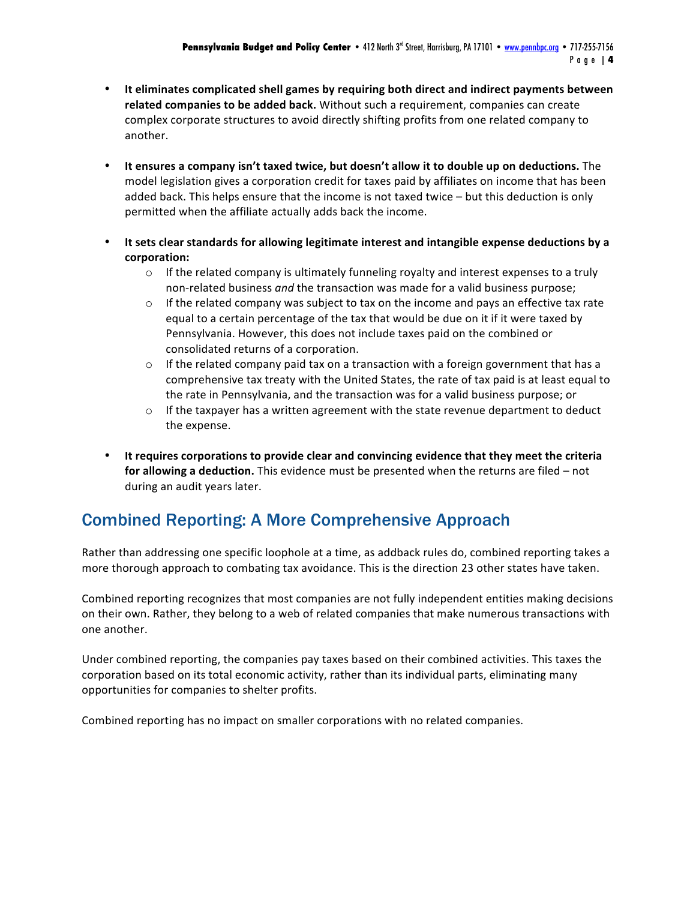- **It eliminates complicated shell games by requiring both direct and indirect payments between related companies to be added back.** Without such a requirement, companies can create complex corporate structures to avoid directly shifting profits from one related company to another.

- **It ensures a company isn't taxed twice, but doesn't allow it to double up on deductions.** The model legislation gives a corporation credit for taxes paid by affiliates on income that has been added back. This helps ensure that the income is not taxed twice – but this deduction is only permitted when the affiliate actually adds back the income.

- **It sets clear standards for allowing legitimate interest and intangible expense deductions by a corporation:**
  - If the related company is ultimately funneling royalty and interest expenses to a truly non-related business *and* the transaction was made for a valid business purpose;
  - If the related company was subject to tax on the income and pays an effective tax rate equal to a certain percentage of the tax that would be due on it if it were taxed by Pennsylvania. However, this does not include taxes paid on the combined or consolidated returns of a corporation.
  - If the related company paid tax on a transaction with a foreign government that has a comprehensive tax treaty with the United States, the rate of tax paid is at least equal to the rate in Pennsylvania, and the transaction was for a valid business purpose; or
  - If the taxpayer has a written agreement with the state revenue department to deduct the expense.

- **It requires corporations to provide clear and convincing evidence that they meet the criteria for allowing a deduction.** This evidence must be presented when the returns are filed – not during an audit years later.

## Combined Reporting: A More Comprehensive Approach

Rather than addressing one specific loophole at a time, as addback rules do, combined reporting takes a more thorough approach to combating tax avoidance. This is the direction 23 other states have taken.

Combined reporting recognizes that most companies are not fully independent entities making decisions on their own. Rather, they belong to a web of related companies that make numerous transactions with one another.

Under combined reporting, the companies pay taxes based on their combined activities. This taxes the corporation based on its total economic activity, rather than its individual parts, eliminating many opportunities for companies to shelter profits.

Combined reporting has no impact on smaller corporations with no related companies.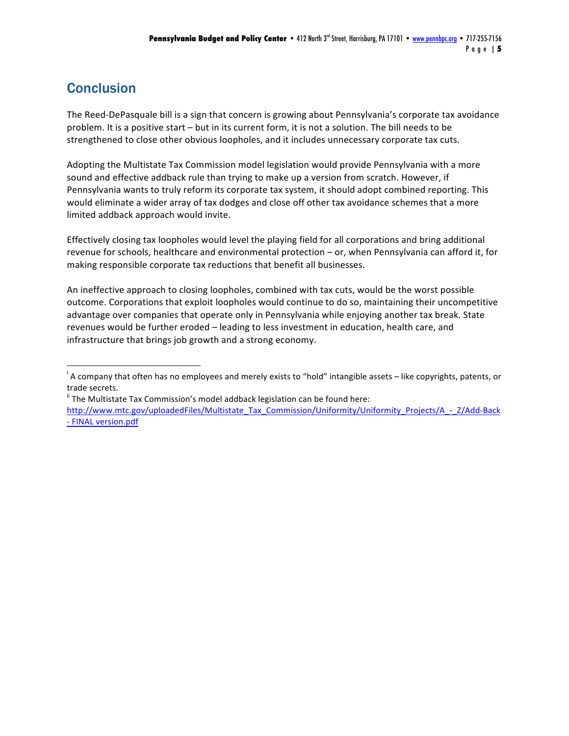## Conclusion

The Reed-DePasquale bill is a sign that concern is growing about Pennsylvania's corporate tax avoidance problem. It is a positive start – but in its current form, it is not a solution. The bill needs to be strengthened to close other obvious loopholes, and it includes unnecessary corporate tax cuts.

Adopting the Multistate Tax Commission model legislation would provide Pennsylvania with a more sound and effective addback rule than trying to make up a version from scratch. However, if Pennsylvania wants to truly reform its corporate tax system, it should adopt combined reporting. This would eliminate a wider array of tax dodges and close off other tax avoidance schemes that a more limited addback approach would invite.

Effectively closing tax loopholes would level the playing field for all corporations and bring additional revenue for schools, healthcare and environmental protection – or, when Pennsylvania can afford it, for making responsible corporate tax reductions that benefit all businesses.

An ineffective approach to closing loopholes, combined with tax cuts, would be the worst possible outcome. Corporations that exploit loopholes would continue to do so, maintaining their uncompetitive advantage over companies that operate only in Pennsylvania while enjoying another tax break. State revenues would be further eroded – leading to less investment in education, health care, and infrastructure that brings job growth and a strong economy.

---

[i] A company that often has no employees and merely exists to "hold" intangible assets – like copyrights, patents, or trade secrets.

[ii] The Multistate Tax Commission's model addback legislation can be found here: http://www.mtc.gov/uploadedFiles/Multistate_Tax_Commission/Uniformity/Uniformity_Projects/A_-_Z/Add-Back - FINAL version.pdf